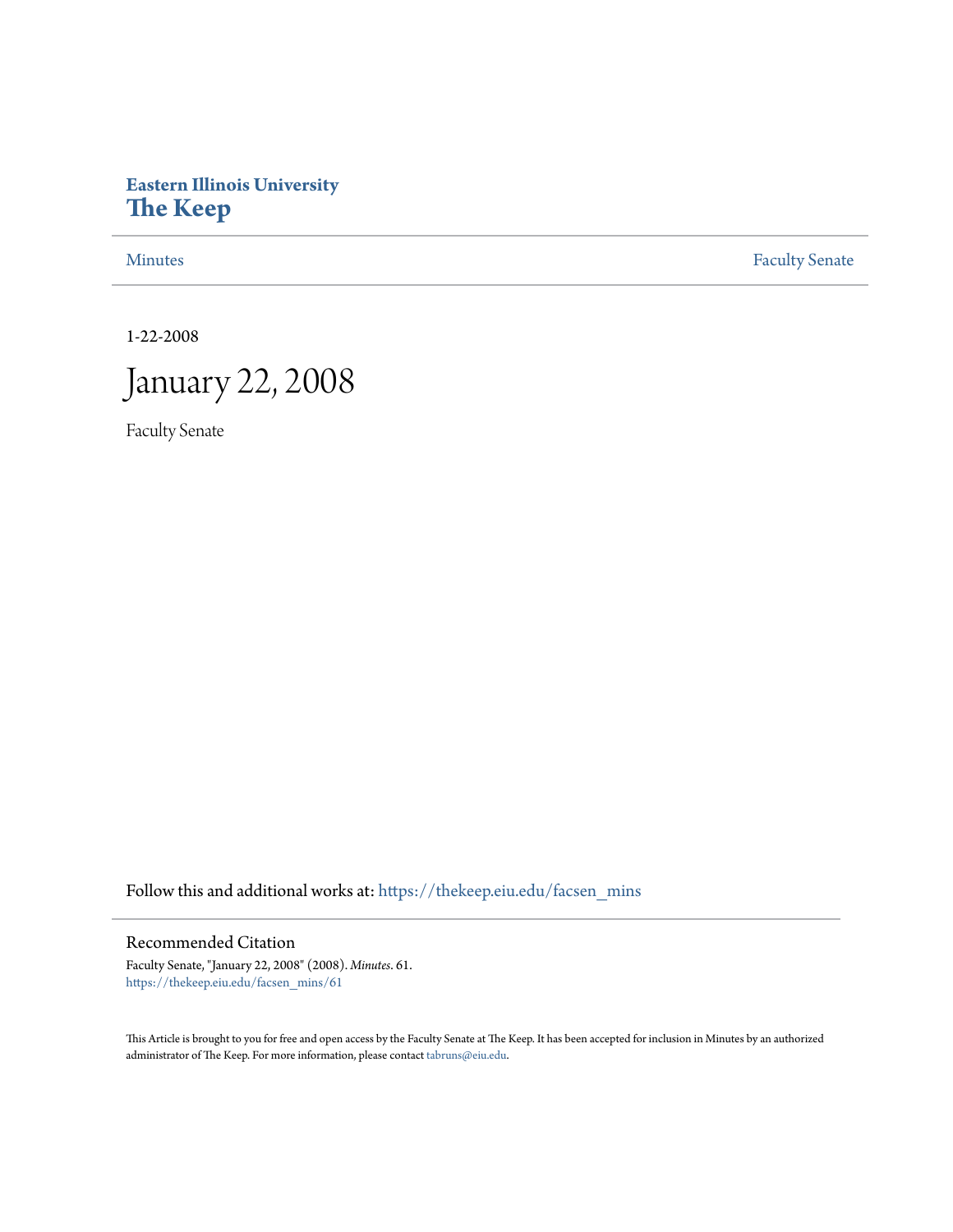# Eastern Illinois University
# The Keep

Minutes | Faculty Senate

1-22-2008

# January 22, 2008

Faculty Senate

Follow this and additional works at: https://thekeep.eiu.edu/facsen_mins

## Recommended Citation

Faculty Senate, "January 22, 2008" (2008). *Minutes*. 61.
https://thekeep.eiu.edu/facsen_mins/61

This Article is brought to you for free and open access by the Faculty Senate at The Keep. It has been accepted for inclusion in Minutes by an authorized administrator of The Keep. For more information, please contact tabruns@eiu.edu.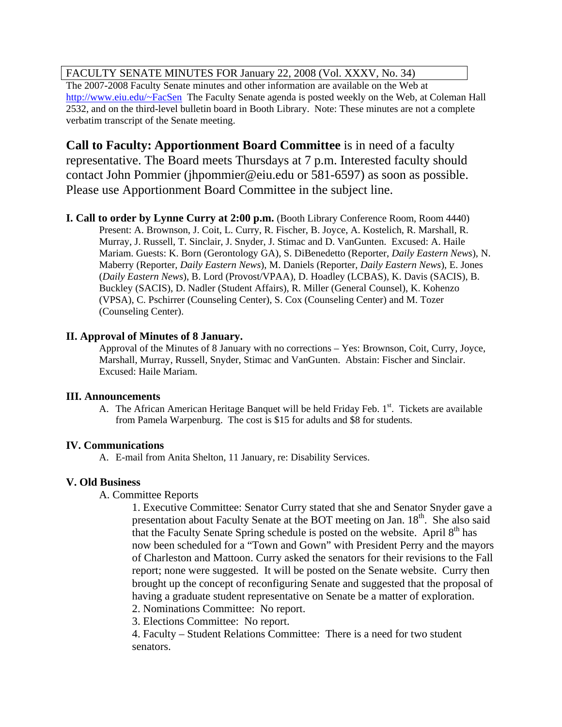FACULTY SENATE MINUTES FOR January 22, 2008 (Vol. XXXV, No. 34)

The 2007-2008 Faculty Senate minutes and other information are available on the Web at http://www.eiu.edu/~FacSen The Faculty Senate agenda is posted weekly on the Web, at Coleman Hall 2532, and on the third-level bulletin board in Booth Library. Note: These minutes are not a complete verbatim transcript of the Senate meeting.

**Call to Faculty: Apportionment Board Committee** is in need of a faculty representative. The Board meets Thursdays at 7 p.m. Interested faculty should contact John Pommier (jhpommier@eiu.edu or 581-6597) as soon as possible. Please use Apportionment Board Committee in the subject line.

**I. Call to order by Lynne Curry at 2:00 p.m.** (Booth Library Conference Room, Room 4440)

Present: A. Brownson, J. Coit, L. Curry, R. Fischer, B. Joyce, A. Kostelich, R. Marshall, R. Murray, J. Russell, T. Sinclair, J. Snyder, J. Stimac and D. VanGunten. Excused: A. Haile Mariam. Guests: K. Born (Gerontology GA), S. DiBenedetto (Reporter, *Daily Eastern News*), N. Maberry (Reporter, *Daily Eastern News*), M. Daniels (Reporter, *Daily Eastern News*), E. Jones (*Daily Eastern News*), B. Lord (Provost/VPAA), D. Hoadley (LCBAS), K. Davis (SACIS), B. Buckley (SACIS), D. Nadler (Student Affairs), R. Miller (General Counsel), K. Kohenzo (VPSA), C. Pschirrer (Counseling Center), S. Cox (Counseling Center) and M. Tozer (Counseling Center).

**II. Approval of Minutes of 8 January.**

Approval of the Minutes of 8 January with no corrections – Yes: Brownson, Coit, Curry, Joyce, Marshall, Murray, Russell, Snyder, Stimac and VanGunten. Abstain: Fischer and Sinclair. Excused: Haile Mariam.

**III. Announcements**

A. The African American Heritage Banquet will be held Friday Feb. 1st. Tickets are available from Pamela Warpenburg. The cost is $15 for adults and $8 for students.

**IV. Communications**

A. E-mail from Anita Shelton, 11 January, re: Disability Services.

**V. Old Business**

A. Committee Reports

1. Executive Committee: Senator Curry stated that she and Senator Snyder gave a presentation about Faculty Senate at the BOT meeting on Jan. 18th. She also said that the Faculty Senate Spring schedule is posted on the website. April 8th has now been scheduled for a "Town and Gown" with President Perry and the mayors of Charleston and Mattoon. Curry asked the senators for their revisions to the Fall report; none were suggested. It will be posted on the Senate website. Curry then brought up the concept of reconfiguring Senate and suggested that the proposal of having a graduate student representative on Senate be a matter of exploration.

2. Nominations Committee: No report.

3. Elections Committee: No report.

4. Faculty – Student Relations Committee: There is a need for two student senators.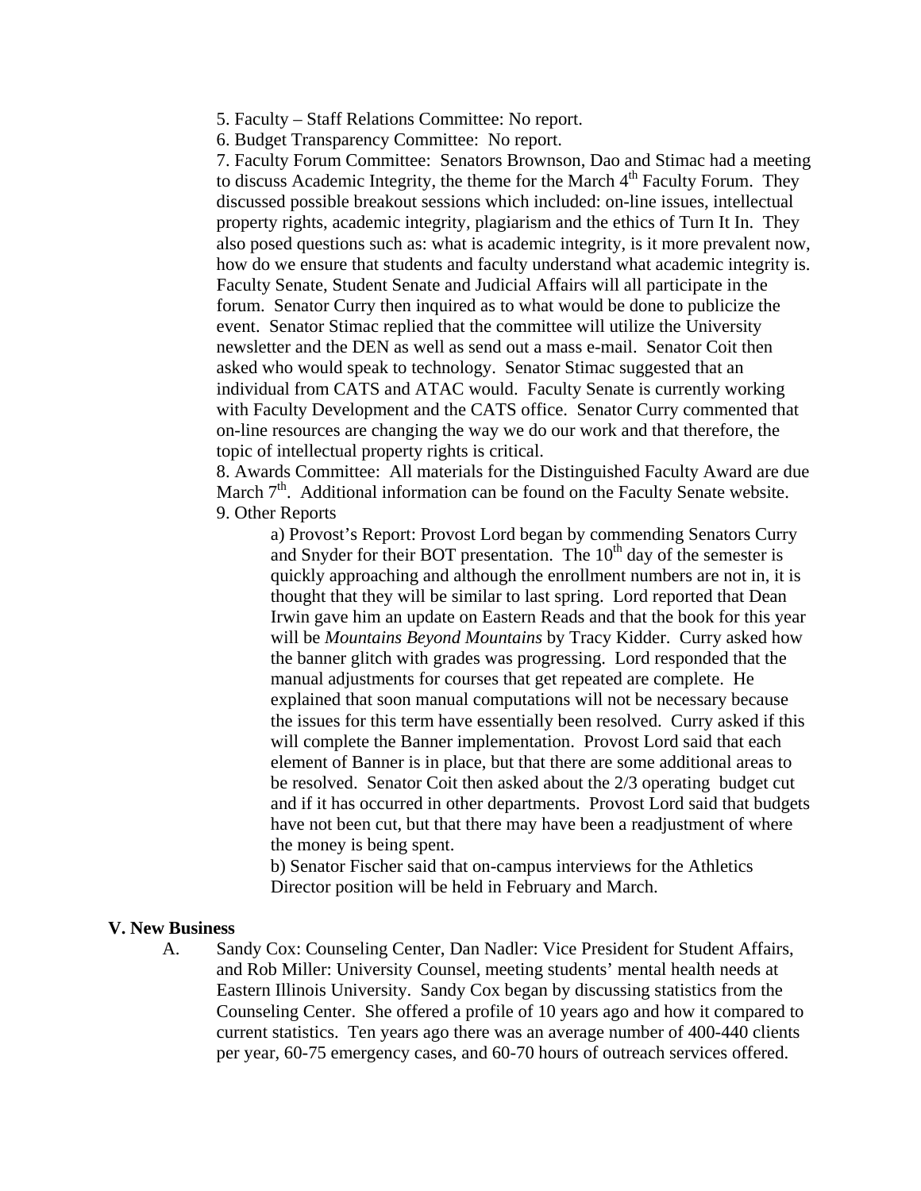5. Faculty – Staff Relations Committee: No report.

6. Budget Transparency Committee: No report.

7. Faculty Forum Committee: Senators Brownson, Dao and Stimac had a meeting to discuss Academic Integrity, the theme for the March 4th Faculty Forum. They discussed possible breakout sessions which included: on-line issues, intellectual property rights, academic integrity, plagiarism and the ethics of Turn It In. They also posed questions such as: what is academic integrity, is it more prevalent now, how do we ensure that students and faculty understand what academic integrity is. Faculty Senate, Student Senate and Judicial Affairs will all participate in the forum. Senator Curry then inquired as to what would be done to publicize the event. Senator Stimac replied that the committee will utilize the University newsletter and the DEN as well as send out a mass e-mail. Senator Coit then asked who would speak to technology. Senator Stimac suggested that an individual from CATS and ATAC would. Faculty Senate is currently working with Faculty Development and the CATS office. Senator Curry commented that on-line resources are changing the way we do our work and that therefore, the topic of intellectual property rights is critical.

8. Awards Committee: All materials for the Distinguished Faculty Award are due March 7th. Additional information can be found on the Faculty Senate website.

9. Other Reports

a) Provost's Report: Provost Lord began by commending Senators Curry and Snyder for their BOT presentation. The 10th day of the semester is quickly approaching and although the enrollment numbers are not in, it is thought that they will be similar to last spring. Lord reported that Dean Irwin gave him an update on Eastern Reads and that the book for this year will be *Mountains Beyond Mountains* by Tracy Kidder. Curry asked how the banner glitch with grades was progressing. Lord responded that the manual adjustments for courses that get repeated are complete. He explained that soon manual computations will not be necessary because the issues for this term have essentially been resolved. Curry asked if this will complete the Banner implementation. Provost Lord said that each element of Banner is in place, but that there are some additional areas to be resolved. Senator Coit then asked about the 2/3 operating budget cut and if it has occurred in other departments. Provost Lord said that budgets have not been cut, but that there may have been a readjustment of where the money is being spent.

b) Senator Fischer said that on-campus interviews for the Athletics Director position will be held in February and March.

## V. New Business

A. Sandy Cox: Counseling Center, Dan Nadler: Vice President for Student Affairs, and Rob Miller: University Counsel, meeting students' mental health needs at Eastern Illinois University. Sandy Cox began by discussing statistics from the Counseling Center. She offered a profile of 10 years ago and how it compared to current statistics. Ten years ago there was an average number of 400-440 clients per year, 60-75 emergency cases, and 60-70 hours of outreach services offered.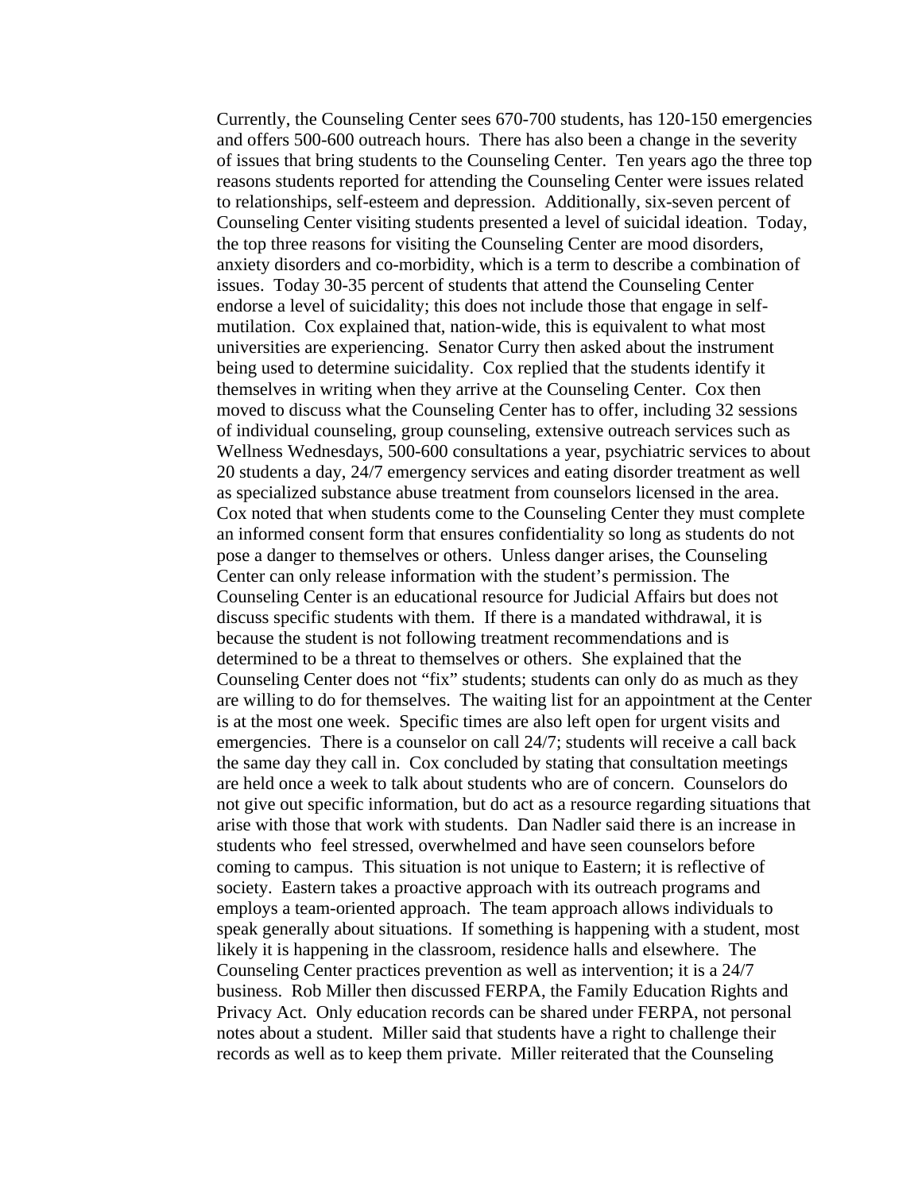Currently, the Counseling Center sees 670-700 students, has 120-150 emergencies and offers 500-600 outreach hours. There has also been a change in the severity of issues that bring students to the Counseling Center. Ten years ago the three top reasons students reported for attending the Counseling Center were issues related to relationships, self-esteem and depression. Additionally, six-seven percent of Counseling Center visiting students presented a level of suicidal ideation. Today, the top three reasons for visiting the Counseling Center are mood disorders, anxiety disorders and co-morbidity, which is a term to describe a combination of issues. Today 30-35 percent of students that attend the Counseling Center endorse a level of suicidality; this does not include those that engage in self-mutilation. Cox explained that, nation-wide, this is equivalent to what most universities are experiencing. Senator Curry then asked about the instrument being used to determine suicidality. Cox replied that the students identify it themselves in writing when they arrive at the Counseling Center. Cox then moved to discuss what the Counseling Center has to offer, including 32 sessions of individual counseling, group counseling, extensive outreach services such as Wellness Wednesdays, 500-600 consultations a year, psychiatric services to about 20 students a day, 24/7 emergency services and eating disorder treatment as well as specialized substance abuse treatment from counselors licensed in the area. Cox noted that when students come to the Counseling Center they must complete an informed consent form that ensures confidentiality so long as students do not pose a danger to themselves or others. Unless danger arises, the Counseling Center can only release information with the student's permission. The Counseling Center is an educational resource for Judicial Affairs but does not discuss specific students with them. If there is a mandated withdrawal, it is because the student is not following treatment recommendations and is determined to be a threat to themselves or others. She explained that the Counseling Center does not "fix" students; students can only do as much as they are willing to do for themselves. The waiting list for an appointment at the Center is at the most one week. Specific times are also left open for urgent visits and emergencies. There is a counselor on call 24/7; students will receive a call back the same day they call in. Cox concluded by stating that consultation meetings are held once a week to talk about students who are of concern. Counselors do not give out specific information, but do act as a resource regarding situations that arise with those that work with students. Dan Nadler said there is an increase in students who feel stressed, overwhelmed and have seen counselors before coming to campus. This situation is not unique to Eastern; it is reflective of society. Eastern takes a proactive approach with its outreach programs and employs a team-oriented approach. The team approach allows individuals to speak generally about situations. If something is happening with a student, most likely it is happening in the classroom, residence halls and elsewhere. The Counseling Center practices prevention as well as intervention; it is a 24/7 business. Rob Miller then discussed FERPA, the Family Education Rights and Privacy Act. Only education records can be shared under FERPA, not personal notes about a student. Miller said that students have a right to challenge their records as well as to keep them private. Miller reiterated that the Counseling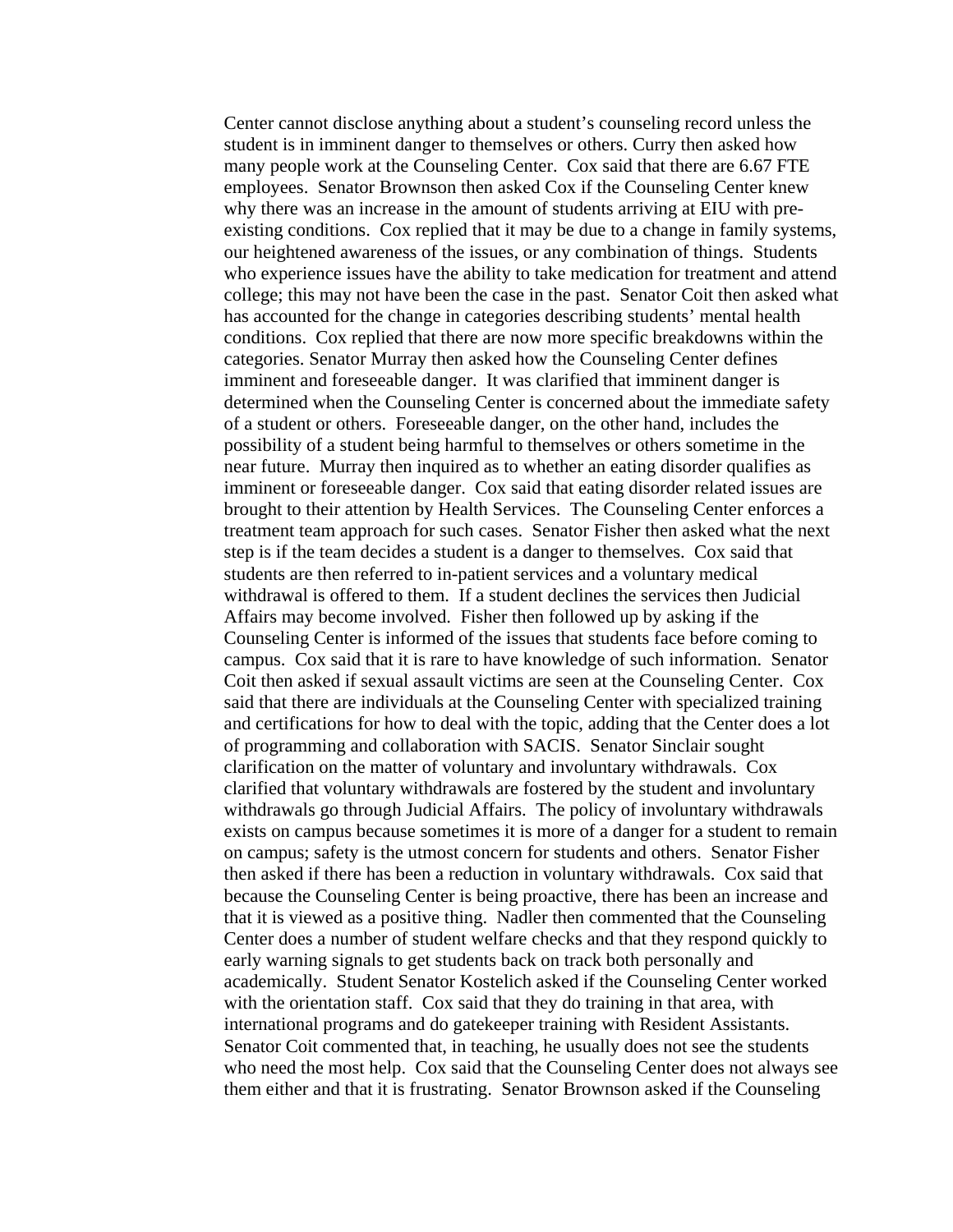Center cannot disclose anything about a student's counseling record unless the student is in imminent danger to themselves or others. Curry then asked how many people work at the Counseling Center. Cox said that there are 6.67 FTE employees. Senator Brownson then asked Cox if the Counseling Center knew why there was an increase in the amount of students arriving at EIU with pre-existing conditions. Cox replied that it may be due to a change in family systems, our heightened awareness of the issues, or any combination of things. Students who experience issues have the ability to take medication for treatment and attend college; this may not have been the case in the past. Senator Coit then asked what has accounted for the change in categories describing students' mental health conditions. Cox replied that there are now more specific breakdowns within the categories. Senator Murray then asked how the Counseling Center defines imminent and foreseeable danger. It was clarified that imminent danger is determined when the Counseling Center is concerned about the immediate safety of a student or others. Foreseeable danger, on the other hand, includes the possibility of a student being harmful to themselves or others sometime in the near future. Murray then inquired as to whether an eating disorder qualifies as imminent or foreseeable danger. Cox said that eating disorder related issues are brought to their attention by Health Services. The Counseling Center enforces a treatment team approach for such cases. Senator Fisher then asked what the next step is if the team decides a student is a danger to themselves. Cox said that students are then referred to in-patient services and a voluntary medical withdrawal is offered to them. If a student declines the services then Judicial Affairs may become involved. Fisher then followed up by asking if the Counseling Center is informed of the issues that students face before coming to campus. Cox said that it is rare to have knowledge of such information. Senator Coit then asked if sexual assault victims are seen at the Counseling Center. Cox said that there are individuals at the Counseling Center with specialized training and certifications for how to deal with the topic, adding that the Center does a lot of programming and collaboration with SACIS. Senator Sinclair sought clarification on the matter of voluntary and involuntary withdrawals. Cox clarified that voluntary withdrawals are fostered by the student and involuntary withdrawals go through Judicial Affairs. The policy of involuntary withdrawals exists on campus because sometimes it is more of a danger for a student to remain on campus; safety is the utmost concern for students and others. Senator Fisher then asked if there has been a reduction in voluntary withdrawals. Cox said that because the Counseling Center is being proactive, there has been an increase and that it is viewed as a positive thing. Nadler then commented that the Counseling Center does a number of student welfare checks and that they respond quickly to early warning signals to get students back on track both personally and academically. Student Senator Kostelich asked if the Counseling Center worked with the orientation staff. Cox said that they do training in that area, with international programs and do gatekeeper training with Resident Assistants. Senator Coit commented that, in teaching, he usually does not see the students who need the most help. Cox said that the Counseling Center does not always see them either and that it is frustrating. Senator Brownson asked if the Counseling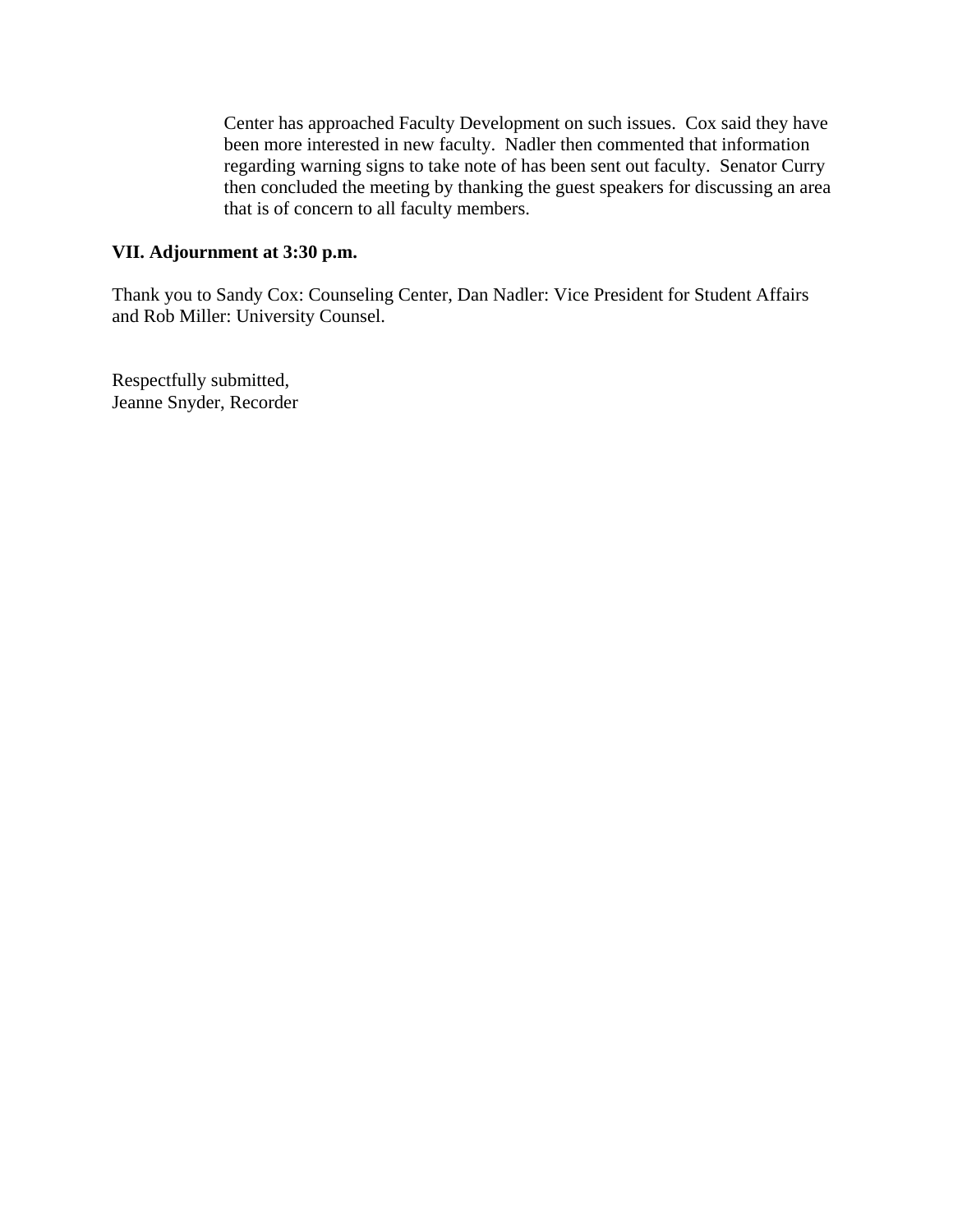Center has approached Faculty Development on such issues. Cox said they have been more interested in new faculty. Nadler then commented that information regarding warning signs to take note of has been sent out faculty. Senator Curry then concluded the meeting by thanking the guest speakers for discussing an area that is of concern to all faculty members.

**VII. Adjournment at 3:30 p.m.**

Thank you to Sandy Cox: Counseling Center, Dan Nadler: Vice President for Student Affairs and Rob Miller: University Counsel.

Respectfully submitted,
Jeanne Snyder, Recorder